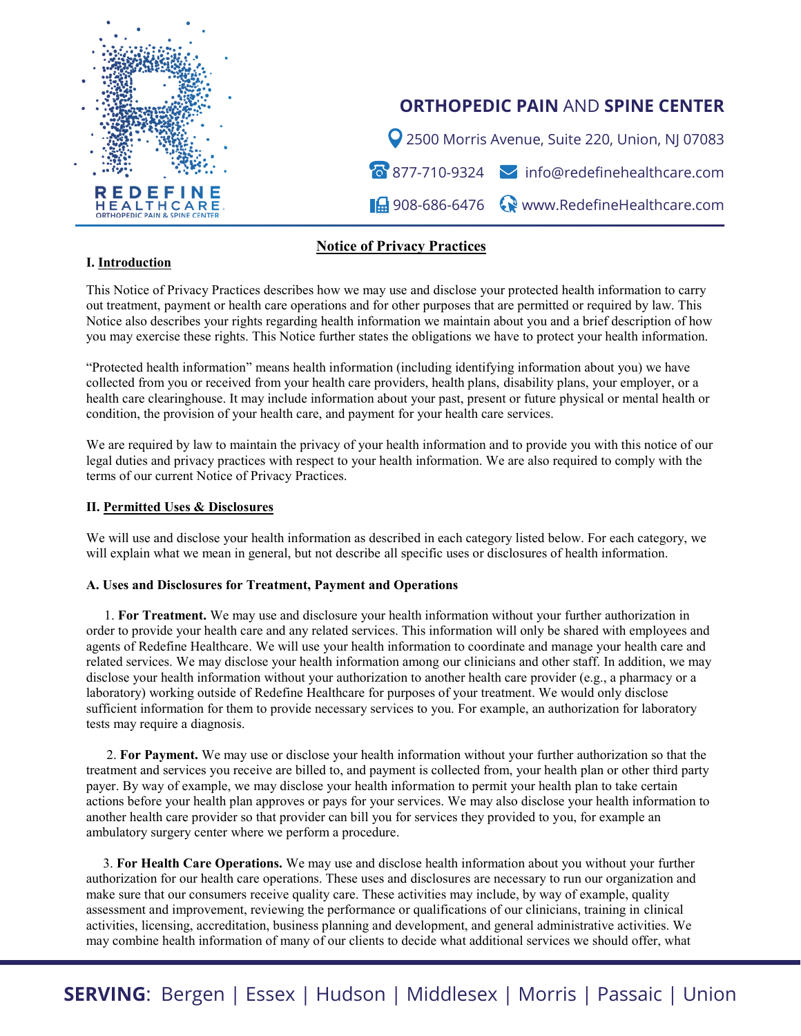**ORTHOPEDIC PAIN** AND **SPINE CENTER**

2500 Morris Avenue, Suite 220, Union, NJ 07083

877-710-9324 info@redefinehealthcare.com

908-686-6476 www.RedefineHealthcare.com

# Notice of Privacy Practices

## I. Introduction

This Notice of Privacy Practices describes how we may use and disclose your protected health information to carry out treatment, payment or health care operations and for other purposes that are permitted or required by law. This Notice also describes your rights regarding health information we maintain about you and a brief description of how you may exercise these rights. This Notice further states the obligations we have to protect your health information.

"Protected health information" means health information (including identifying information about you) we have collected from you or received from your health care providers, health plans, disability plans, your employer, or a health care clearinghouse. It may include information about your past, present or future physical or mental health or condition, the provision of your health care, and payment for your health care services.

We are required by law to maintain the privacy of your health information and to provide you with this notice of our legal duties and privacy practices with respect to your health information. We are also required to comply with the terms of our current Notice of Privacy Practices.

## II. Permitted Uses & Disclosures

We will use and disclose your health information as described in each category listed below. For each category, we will explain what we mean in general, but not describe all specific uses or disclosures of health information.

### A. Uses and Disclosures for Treatment, Payment and Operations

1. **For Treatment.** We may use and disclosure your health information without your further authorization in order to provide your health care and any related services. This information will only be shared with employees and agents of Redefine Healthcare. We will use your health information to coordinate and manage your health care and related services. We may disclose your health information among our clinicians and other staff. In addition, we may disclose your health information without your authorization to another health care provider (e.g., a pharmacy or a laboratory) working outside of Redefine Healthcare for purposes of your treatment. We would only disclose sufficient information for them to provide necessary services to you. For example, an authorization for laboratory tests may require a diagnosis.

2. **For Payment.** We may use or disclose your health information without your further authorization so that the treatment and services you receive are billed to, and payment is collected from, your health plan or other third party payer. By way of example, we may disclose your health information to permit your health plan to take certain actions before your health plan approves or pays for your services. We may also disclose your health information to another health care provider so that provider can bill you for services they provided to you, for example an ambulatory surgery center where we perform a procedure.

3. **For Health Care Operations.** We may use and disclose health information about you without your further authorization for our health care operations. These uses and disclosures are necessary to run our organization and make sure that our consumers receive quality care. These activities may include, by way of example, quality assessment and improvement, reviewing the performance or qualifications of our clinicians, training in clinical activities, licensing, accreditation, business planning and development, and general administrative activities. We may combine health information of many of our clients to decide what additional services we should offer, what

**SERVING**: Bergen | Essex | Hudson | Middlesex | Morris | Passaic | Union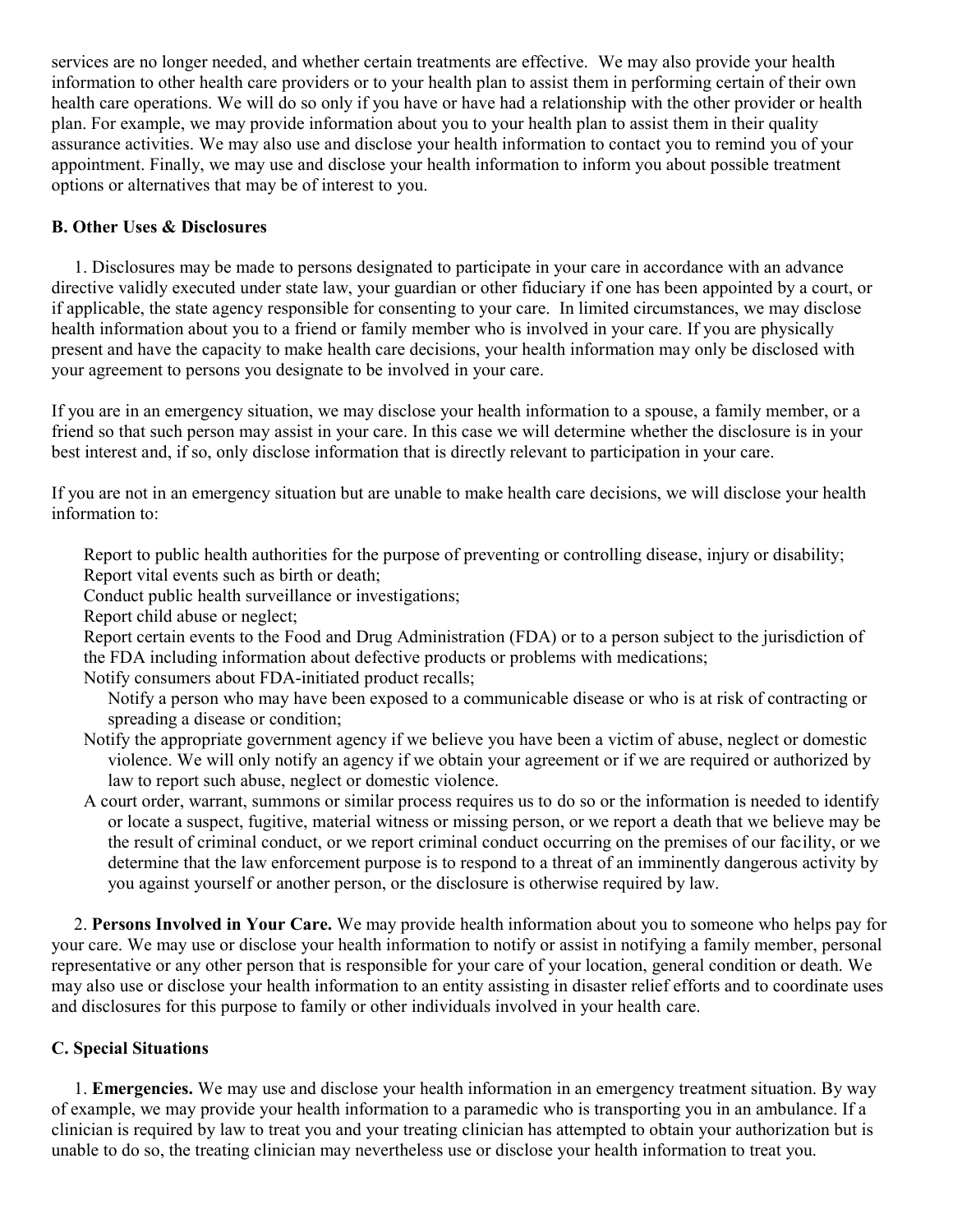services are no longer needed, and whether certain treatments are effective. We may also provide your health information to other health care providers or to your health plan to assist them in performing certain of their own health care operations. We will do so only if you have or have had a relationship with the other provider or health plan. For example, we may provide information about you to your health plan to assist them in their quality assurance activities. We may also use and disclose your health information to contact you to remind you of your appointment. Finally, we may use and disclose your health information to inform you about possible treatment options or alternatives that may be of interest to you.

**B. Other Uses & Disclosures**

1. Disclosures may be made to persons designated to participate in your care in accordance with an advance directive validly executed under state law, your guardian or other fiduciary if one has been appointed by a court, or if applicable, the state agency responsible for consenting to your care. In limited circumstances, we may disclose health information about you to a friend or family member who is involved in your care. If you are physically present and have the capacity to make health care decisions, your health information may only be disclosed with your agreement to persons you designate to be involved in your care.

If you are in an emergency situation, we may disclose your health information to a spouse, a family member, or a friend so that such person may assist in your care. In this case we will determine whether the disclosure is in your best interest and, if so, only disclose information that is directly relevant to participation in your care.

If you are not in an emergency situation but are unable to make health care decisions, we will disclose your health information to:

- Report to public health authorities for the purpose of preventing or controlling disease, injury or disability;
- Report vital events such as birth or death;
- Conduct public health surveillance or investigations;
- Report child abuse or neglect;
- Report certain events to the Food and Drug Administration (FDA) or to a person subject to the jurisdiction of the FDA including information about defective products or problems with medications;
- Notify consumers about FDA-initiated product recalls;
- Notify a person who may have been exposed to a communicable disease or who is at risk of contracting or spreading a disease or condition;
- Notify the appropriate government agency if we believe you have been a victim of abuse, neglect or domestic violence. We will only notify an agency if we obtain your agreement or if we are required or authorized by law to report such abuse, neglect or domestic violence.
- A court order, warrant, summons or similar process requires us to do so or the information is needed to identify or locate a suspect, fugitive, material witness or missing person, or we report a death that we believe may be the result of criminal conduct, or we report criminal conduct occurring on the premises of our facility, or we determine that the law enforcement purpose is to respond to a threat of an imminently dangerous activity by you against yourself or another person, or the disclosure is otherwise required by law.

2. **Persons Involved in Your Care.** We may provide health information about you to someone who helps pay for your care. We may use or disclose your health information to notify or assist in notifying a family member, personal representative or any other person that is responsible for your care of your location, general condition or death. We may also use or disclose your health information to an entity assisting in disaster relief efforts and to coordinate uses and disclosures for this purpose to family or other individuals involved in your health care.

**C. Special Situations**

1. **Emergencies.** We may use and disclose your health information in an emergency treatment situation. By way of example, we may provide your health information to a paramedic who is transporting you in an ambulance. If a clinician is required by law to treat you and your treating clinician has attempted to obtain your authorization but is unable to do so, the treating clinician may nevertheless use or disclose your health information to treat you.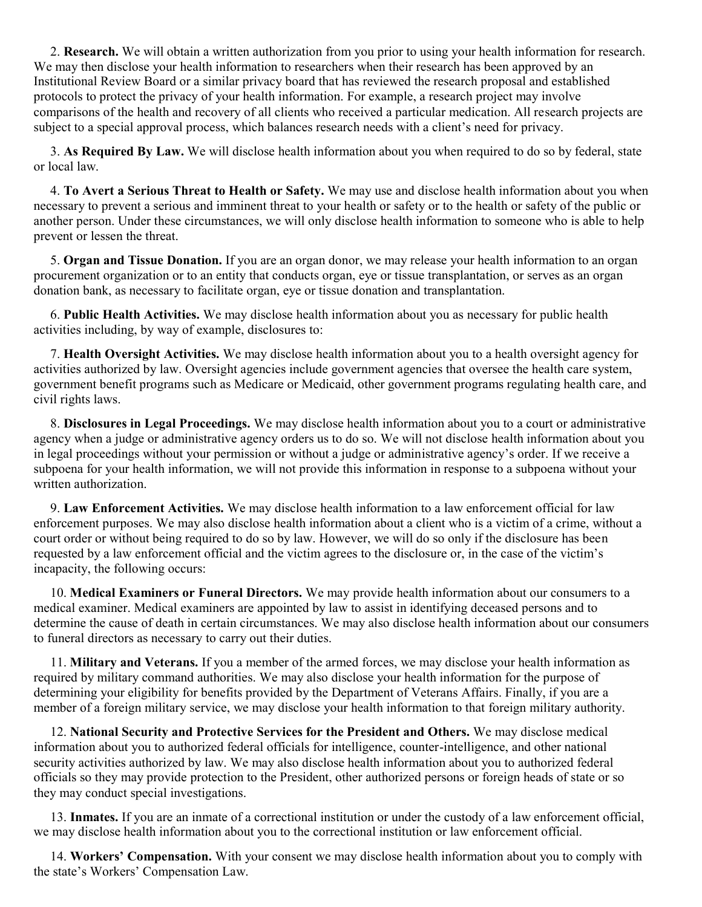2. **Research.** We will obtain a written authorization from you prior to using your health information for research. We may then disclose your health information to researchers when their research has been approved by an Institutional Review Board or a similar privacy board that has reviewed the research proposal and established protocols to protect the privacy of your health information. For example, a research project may involve comparisons of the health and recovery of all clients who received a particular medication. All research projects are subject to a special approval process, which balances research needs with a client's need for privacy.

3. **As Required By Law.** We will disclose health information about you when required to do so by federal, state or local law.

4. **To Avert a Serious Threat to Health or Safety.** We may use and disclose health information about you when necessary to prevent a serious and imminent threat to your health or safety or to the health or safety of the public or another person. Under these circumstances, we will only disclose health information to someone who is able to help prevent or lessen the threat.

5. **Organ and Tissue Donation.** If you are an organ donor, we may release your health information to an organ procurement organization or to an entity that conducts organ, eye or tissue transplantation, or serves as an organ donation bank, as necessary to facilitate organ, eye or tissue donation and transplantation.

6. **Public Health Activities.** We may disclose health information about you as necessary for public health activities including, by way of example, disclosures to:

7. **Health Oversight Activities.** We may disclose health information about you to a health oversight agency for activities authorized by law. Oversight agencies include government agencies that oversee the health care system, government benefit programs such as Medicare or Medicaid, other government programs regulating health care, and civil rights laws.

8. **Disclosures in Legal Proceedings.** We may disclose health information about you to a court or administrative agency when a judge or administrative agency orders us to do so. We will not disclose health information about you in legal proceedings without your permission or without a judge or administrative agency's order. If we receive a subpoena for your health information, we will not provide this information in response to a subpoena without your written authorization.

9. **Law Enforcement Activities.** We may disclose health information to a law enforcement official for law enforcement purposes. We may also disclose health information about a client who is a victim of a crime, without a court order or without being required to do so by law. However, we will do so only if the disclosure has been requested by a law enforcement official and the victim agrees to the disclosure or, in the case of the victim's incapacity, the following occurs:

10. **Medical Examiners or Funeral Directors.** We may provide health information about our consumers to a medical examiner. Medical examiners are appointed by law to assist in identifying deceased persons and to determine the cause of death in certain circumstances. We may also disclose health information about our consumers to funeral directors as necessary to carry out their duties.

11. **Military and Veterans.** If you a member of the armed forces, we may disclose your health information as required by military command authorities. We may also disclose your health information for the purpose of determining your eligibility for benefits provided by the Department of Veterans Affairs. Finally, if you are a member of a foreign military service, we may disclose your health information to that foreign military authority.

12. **National Security and Protective Services for the President and Others.** We may disclose medical information about you to authorized federal officials for intelligence, counter-intelligence, and other national security activities authorized by law. We may also disclose health information about you to authorized federal officials so they may provide protection to the President, other authorized persons or foreign heads of state or so they may conduct special investigations.

13. **Inmates.** If you are an inmate of a correctional institution or under the custody of a law enforcement official, we may disclose health information about you to the correctional institution or law enforcement official.

14. **Workers' Compensation.** With your consent we may disclose health information about you to comply with the state's Workers' Compensation Law.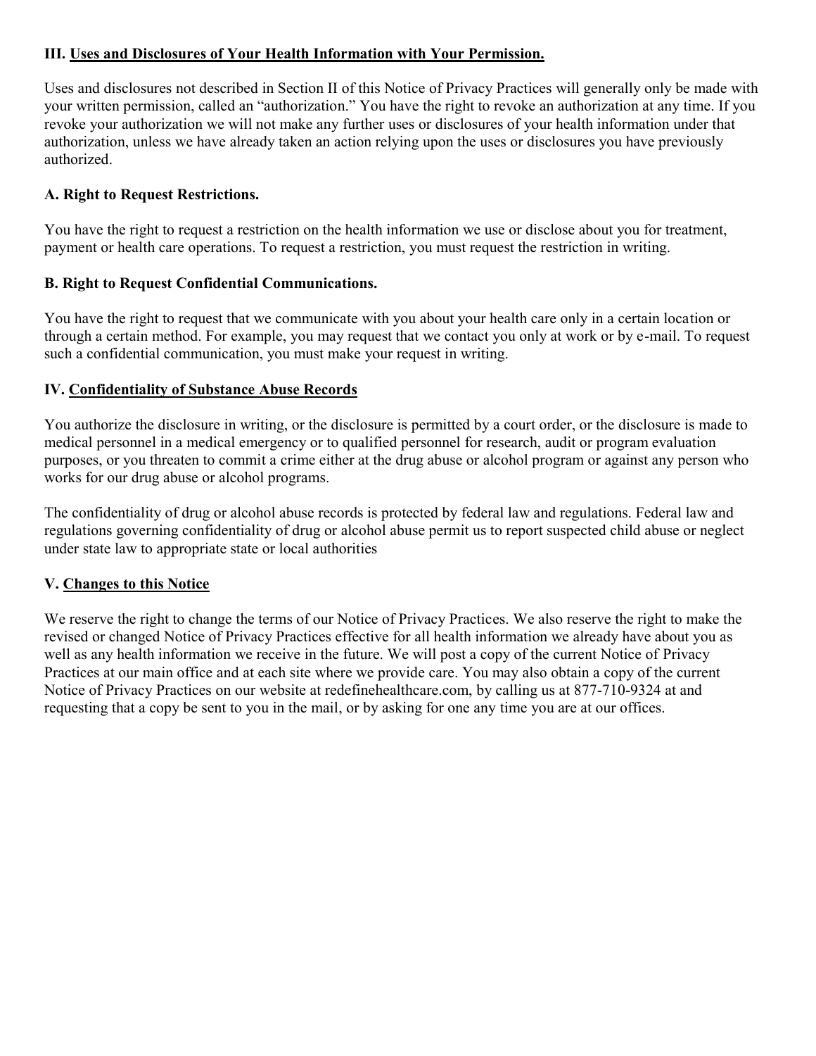## III. Uses and Disclosures of Your Health Information with Your Permission.

Uses and disclosures not described in Section II of this Notice of Privacy Practices will generally only be made with your written permission, called an "authorization." You have the right to revoke an authorization at any time. If you revoke your authorization we will not make any further uses or disclosures of your health information under that authorization, unless we have already taken an action relying upon the uses or disclosures you have previously authorized.

### A. Right to Request Restrictions.

You have the right to request a restriction on the health information we use or disclose about you for treatment, payment or health care operations. To request a restriction, you must request the restriction in writing.

### B. Right to Request Confidential Communications.

You have the right to request that we communicate with you about your health care only in a certain location or through a certain method. For example, you may request that we contact you only at work or by e-mail. To request such a confidential communication, you must make your request in writing.

## IV. Confidentiality of Substance Abuse Records

You authorize the disclosure in writing, or the disclosure is permitted by a court order, or the disclosure is made to medical personnel in a medical emergency or to qualified personnel for research, audit or program evaluation purposes, or you threaten to commit a crime either at the drug abuse or alcohol program or against any person who works for our drug abuse or alcohol programs.

The confidentiality of drug or alcohol abuse records is protected by federal law and regulations. Federal law and regulations governing confidentiality of drug or alcohol abuse permit us to report suspected child abuse or neglect under state law to appropriate state or local authorities

## V. Changes to this Notice

We reserve the right to change the terms of our Notice of Privacy Practices. We also reserve the right to make the revised or changed Notice of Privacy Practices effective for all health information we already have about you as well as any health information we receive in the future. We will post a copy of the current Notice of Privacy Practices at our main office and at each site where we provide care. You may also obtain a copy of the current Notice of Privacy Practices on our website at redefinehealthcare.com, by calling us at 877-710-9324 at and requesting that a copy be sent to you in the mail, or by asking for one any time you are at our offices.